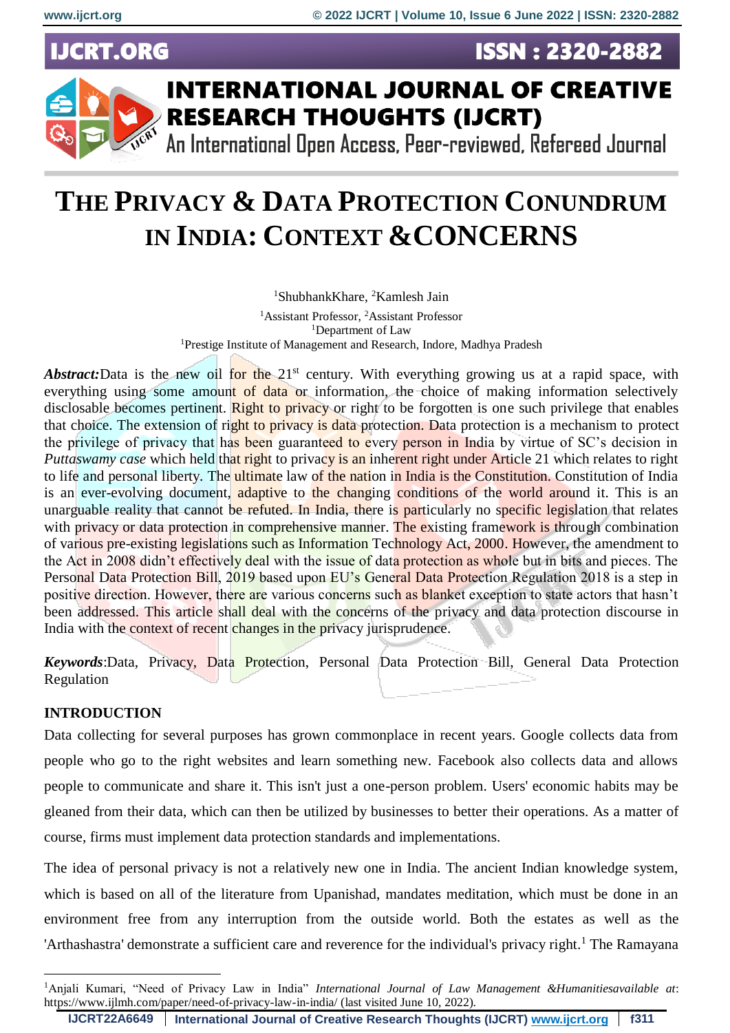# THE PRIVACY & DATA PROTECTION CONUNDRUM IN INDIA: CONTEXT &CONCERNS

[1]ShubhankKhare, [2]Kamlesh Jain

[1]Assistant Professor, [2]Assistant Professor
[1]Department of Law
[1]Prestige Institute of Management and Research, Indore, Madhya Pradesh

***Abstract:***Data is the new oil for the 21st century. With everything growing us at a rapid space, with everything using some amount of data or information, the choice of making information selectively disclosable becomes pertinent. Right to privacy or right to be forgotten is one such privilege that enables that choice. The extension of right to privacy is data protection. Data protection is a mechanism to protect the privilege of privacy that has been guaranteed to every person in India by virtue of SC's decision in *Puttaswamy case* which held that right to privacy is an inherent right under Article 21 which relates to right to life and personal liberty. The ultimate law of the nation in India is the Constitution. Constitution of India is an ever-evolving document, adaptive to the changing conditions of the world around it. This is an unarguable reality that cannot be refuted. In India, there is particularly no specific legislation that relates with privacy or data protection in comprehensive manner. The existing framework is through combination of various pre-existing legislations such as Information Technology Act, 2000. However, the amendment to the Act in 2008 didn't effectively deal with the issue of data protection as whole but in bits and pieces. The Personal Data Protection Bill, 2019 based upon EU's General Data Protection Regulation 2018 is a step in positive direction. However, there are various concerns such as blanket exception to state actors that hasn't been addressed. This article shall deal with the concerns of the privacy and data protection discourse in India with the context of recent changes in the privacy jurisprudence.

***Keywords***:Data, Privacy, Data Protection, Personal Data Protection Bill, General Data Protection Regulation

## INTRODUCTION

Data collecting for several purposes has grown commonplace in recent years. Google collects data from people who go to the right websites and learn something new. Facebook also collects data and allows people to communicate and share it. This isn't just a one-person problem. Users' economic habits may be gleaned from their data, which can then be utilized by businesses to better their operations. As a matter of course, firms must implement data protection standards and implementations.

The idea of personal privacy is not a relatively new one in India. The ancient Indian knowledge system, which is based on all of the literature from Upanishad, mandates meditation, which must be done in an environment free from any interruption from the outside world. Both the estates as well as the 'Arthashastra' demonstrate a sufficient care and reverence for the individual's privacy right.[1] The Ramayana

---

[1]Anjali Kumari, "Need of Privacy Law in India" *International Journal of Law Management &Humanitiesavailable at*: https://www.ijlmh.com/paper/need-of-privacy-law-in-india/ (last visited June 10, 2022).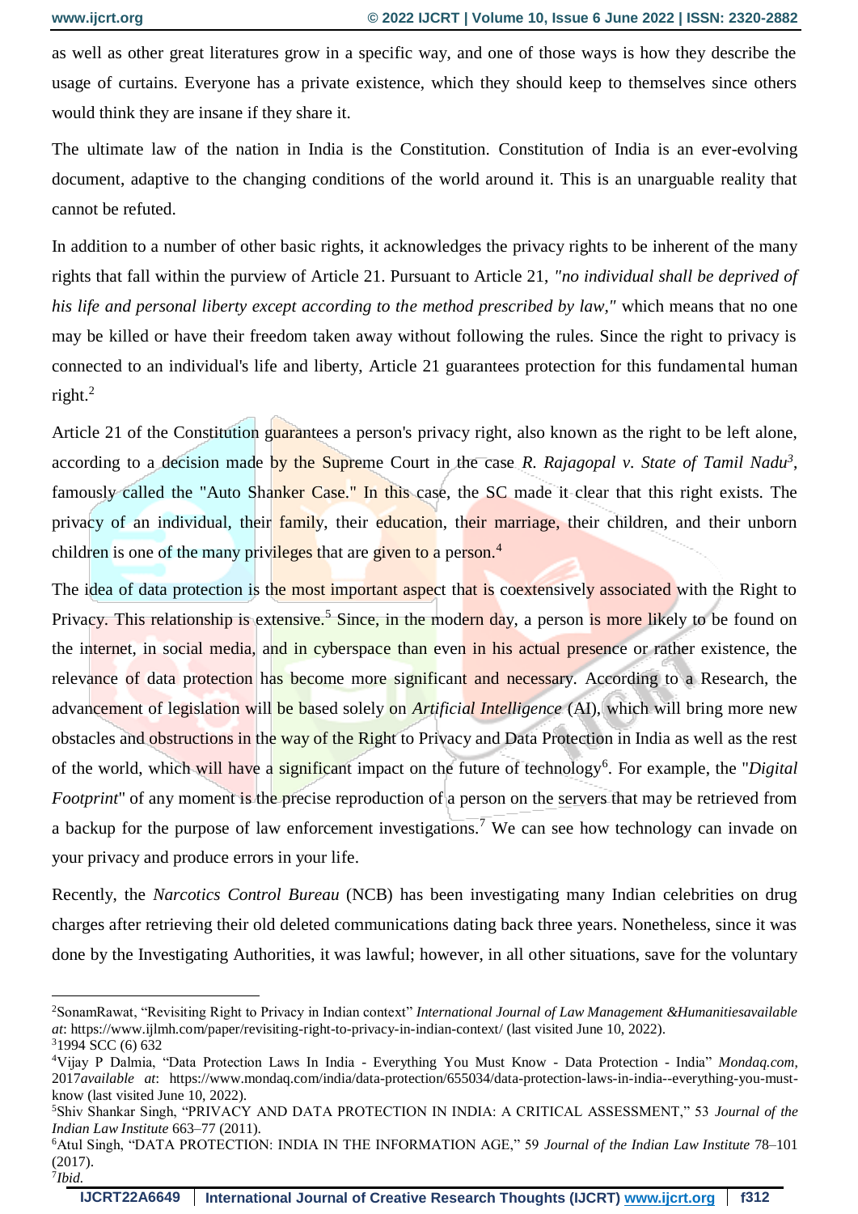as well as other great literatures grow in a specific way, and one of those ways is how they describe the usage of curtains. Everyone has a private existence, which they should keep to themselves since others would think they are insane if they share it.

The ultimate law of the nation in India is the Constitution. Constitution of India is an ever-evolving document, adaptive to the changing conditions of the world around it. This is an unarguable reality that cannot be refuted.

In addition to a number of other basic rights, it acknowledges the privacy rights to be inherent of the many rights that fall within the purview of Article 21. Pursuant to Article 21, *"no individual shall be deprived of his life and personal liberty except according to the method prescribed by law,"* which means that no one may be killed or have their freedom taken away without following the rules. Since the right to privacy is connected to an individual's life and liberty, Article 21 guarantees protection for this fundamental human right.[2]

Article 21 of the Constitution guarantees a person's privacy right, also known as the right to be left alone, according to a decision made by the Supreme Court in the case *R. Rajagopal v. State of Tamil Nadu*[3], famously called the "Auto Shanker Case." In this case, the SC made it clear that this right exists. The privacy of an individual, their family, their education, their marriage, their children, and their unborn children is one of the many privileges that are given to a person.[4]

The idea of data protection is the most important aspect that is coextensively associated with the Right to Privacy. This relationship is extensive.[5] Since, in the modern day, a person is more likely to be found on the internet, in social media, and in cyberspace than even in his actual presence or rather existence, the relevance of data protection has become more significant and necessary. According to a Research, the advancement of legislation will be based solely on *Artificial Intelligence* (AI), which will bring more new obstacles and obstructions in the way of the Right to Privacy and Data Protection in India as well as the rest of the world, which will have a significant impact on the future of technology[6]. For example, the "*Digital Footprint*" of any moment is the precise reproduction of a person on the servers that may be retrieved from a backup for the purpose of law enforcement investigations.[7] We can see how technology can invade on your privacy and produce errors in your life.

Recently, the *Narcotics Control Bureau* (NCB) has been investigating many Indian celebrities on drug charges after retrieving their old deleted communications dating back three years. Nonetheless, since it was done by the Investigating Authorities, it was lawful; however, in all other situations, save for the voluntary

---

[2] SonamRawat, "Revisiting Right to Privacy in Indian context" *International Journal of Law Management &Humanitiesavailable at*: https://www.ijlmh.com/paper/revisiting-right-to-privacy-in-indian-context/ (last visited June 10, 2022).

[3] 1994 SCC (6) 632

[4] Vijay P Dalmia, "Data Protection Laws In India - Everything You Must Know - Data Protection - India" *Mondaq.com*, 2017*available at*: https://www.mondaq.com/india/data-protection/655034/data-protection-laws-in-india--everything-you-must-know (last visited June 10, 2022).

[5] Shiv Shankar Singh, "PRIVACY AND DATA PROTECTION IN INDIA: A CRITICAL ASSESSMENT," 53 *Journal of the Indian Law Institute* 663–77 (2011).

[6] Atul Singh, "DATA PROTECTION: INDIA IN THE INFORMATION AGE," 59 *Journal of the Indian Law Institute* 78–101 (2017).

[7] *Ibid.*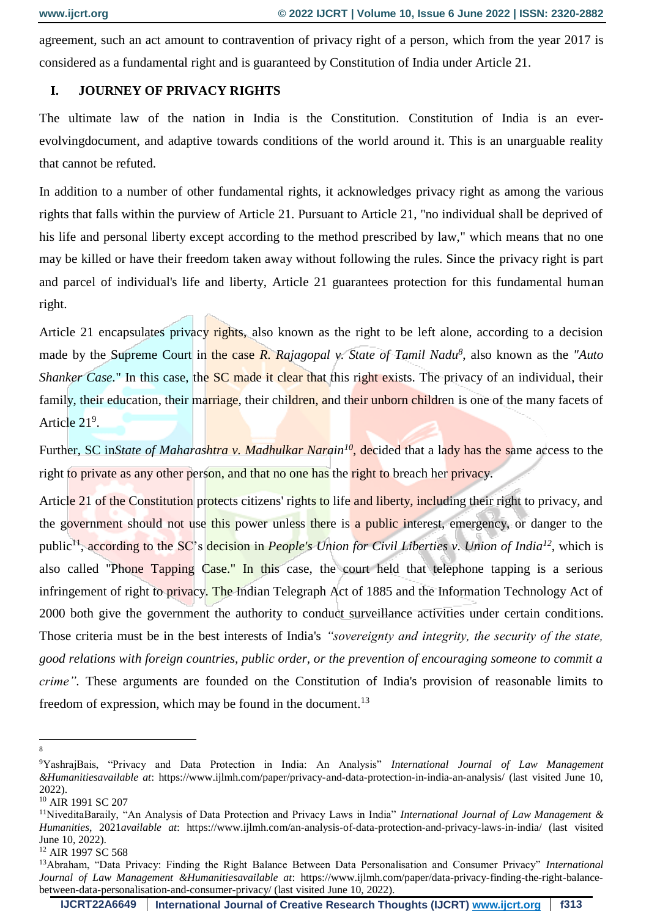agreement, such an act amount to contravention of privacy right of a person, which from the year 2017 is considered as a fundamental right and is guaranteed by Constitution of India under Article 21.

## I. JOURNEY OF PRIVACY RIGHTS

The ultimate law of the nation in India is the Constitution. Constitution of India is an ever-evolvingdocument, and adaptive towards conditions of the world around it. This is an unarguable reality that cannot be refuted.

In addition to a number of other fundamental rights, it acknowledges privacy right as among the various rights that falls within the purview of Article 21. Pursuant to Article 21, "no individual shall be deprived of his life and personal liberty except according to the method prescribed by law," which means that no one may be killed or have their freedom taken away without following the rules. Since the privacy right is part and parcel of individual's life and liberty, Article 21 guarantees protection for this fundamental human right.

Article 21 encapsulates privacy rights, also known as the right to be left alone, according to a decision made by the Supreme Court in the case *R. Rajagopal v. State of Tamil Nadu*[8], also known as the *"Auto Shanker Case."* In this case, the SC made it clear that this right exists. The privacy of an individual, their family, their education, their marriage, their children, and their unborn children is one of the many facets of Article 21[9].

Further, SC in*State of Maharashtra v. Madhulkar Narain*[10], decided that a lady has the same access to the right to private as any other person, and that no one has the right to breach her privacy.

Article 21 of the Constitution protects citizens' rights to life and liberty, including their right to privacy, and the government should not use this power unless there is a public interest, emergency, or danger to the public[11], according to the SC's decision in *People's Union for Civil Liberties v. Union of India*[12], which is also called "Phone Tapping Case." In this case, the court held that telephone tapping is a serious infringement of right to privacy. The Indian Telegraph Act of 1885 and the Information Technology Act of 2000 both give the government the authority to conduct surveillance activities under certain conditions. Those criteria must be in the best interests of India's *"sovereignty and integrity, the security of the state, good relations with foreign countries, public order, or the prevention of encouraging someone to commit a crime"*. These arguments are founded on the Constitution of India's provision of reasonable limits to freedom of expression, which may be found in the document.[13]

---

[8]

[9] YashrajBais, "Privacy and Data Protection in India: An Analysis" *International Journal of Law Management &Humanitiesavailable at*: https://www.ijlmh.com/paper/privacy-and-data-protection-in-india-an-analysis/ (last visited June 10, 2022).

[10] AIR 1991 SC 207

[11] NiveditaBaraily, "An Analysis of Data Protection and Privacy Laws in India" *International Journal of Law Management & Humanities*, 2021*available at*: https://www.ijlmh.com/an-analysis-of-data-protection-and-privacy-laws-in-india/ (last visited June 10, 2022).

[12] AIR 1997 SC 568

[13] Abraham, "Data Privacy: Finding the Right Balance Between Data Personalisation and Consumer Privacy" *International Journal of Law Management &Humanitiesavailable at*: https://www.ijlmh.com/paper/data-privacy-finding-the-right-balance-between-data-personalisation-and-consumer-privacy/ (last visited June 10, 2022).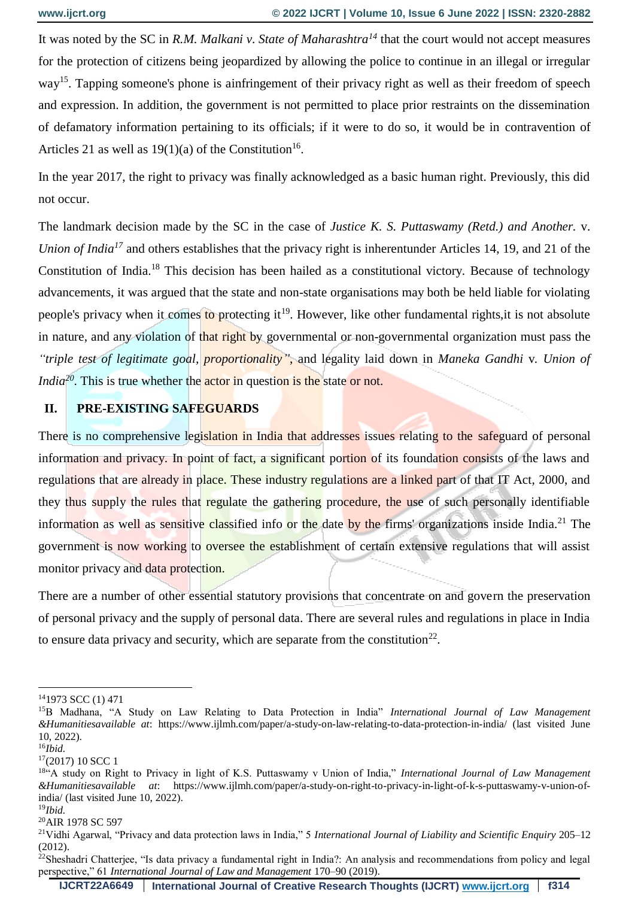It was noted by the SC in *R.M. Malkani v. State of Maharashtra*[14] that the court would not accept measures for the protection of citizens being jeopardized by allowing the police to continue in an illegal or irregular way[15]. Tapping someone's phone is ainfringement of their privacy right as well as their freedom of speech and expression. In addition, the government is not permitted to place prior restraints on the dissemination of defamatory information pertaining to its officials; if it were to do so, it would be in contravention of Articles 21 as well as 19(1)(a) of the Constitution[16].

In the year 2017, the right to privacy was finally acknowledged as a basic human right. Previously, this did not occur.

The landmark decision made by the SC in the case of *Justice K. S. Puttaswamy (Retd.) and Another.* v. *Union of India*[17] and others establishes that the privacy right is inherentunder Articles 14, 19, and 21 of the Constitution of India.[18] This decision has been hailed as a constitutional victory. Because of technology advancements, it was argued that the state and non-state organisations may both be held liable for violating people's privacy when it comes to protecting it[19]. However, like other fundamental rights,it is not absolute in nature, and any violation of that right by governmental or non-governmental organization must pass the *"triple test of legitimate goal, proportionality"*, and legality laid down in *Maneka Gandhi* v. *Union of India*[20]. This is true whether the actor in question is the state or not.

## II. PRE-EXISTING SAFEGUARDS

There is no comprehensive legislation in India that addresses issues relating to the safeguard of personal information and privacy. In point of fact, a significant portion of its foundation consists of the laws and regulations that are already in place. These industry regulations are a linked part of that IT Act, 2000, and they thus supply the rules that regulate the gathering procedure, the use of such personally identifiable information as well as sensitive classified info or the date by the firms' organizations inside India.[21] The government is now working to oversee the establishment of certain extensive regulations that will assist monitor privacy and data protection.

There are a number of other essential statutory provisions that concentrate on and govern the preservation of personal privacy and the supply of personal data. There are several rules and regulations in place in India to ensure data privacy and security, which are separate from the constitution[22].

---

[14]1973 SCC (1) 471

[15]B Madhana, "A Study on Law Relating to Data Protection in India" *International Journal of Law Management &Humanitiesavailable at*: https://www.ijlmh.com/paper/a-study-on-law-relating-to-data-protection-in-india/ (last visited June 10, 2022).

[16]*Ibid.*

[17](2017) 10 SCC 1

[18]"A study on Right to Privacy in light of K.S. Puttaswamy v Union of India," *International Journal of Law Management &Humanitiesavailable at*: https://www.ijlmh.com/paper/a-study-on-right-to-privacy-in-light-of-k-s-puttaswamy-v-union-of-india/ (last visited June 10, 2022).

[19]*Ibid.*

[20]AIR 1978 SC 597

[21]Vidhi Agarwal, "Privacy and data protection laws in India," 5 *International Journal of Liability and Scientific Enquiry* 205–12 (2012).

[22]Sheshadri Chatterjee, "Is data privacy a fundamental right in India?: An analysis and recommendations from policy and legal perspective," 61 *International Journal of Law and Management* 170–90 (2019).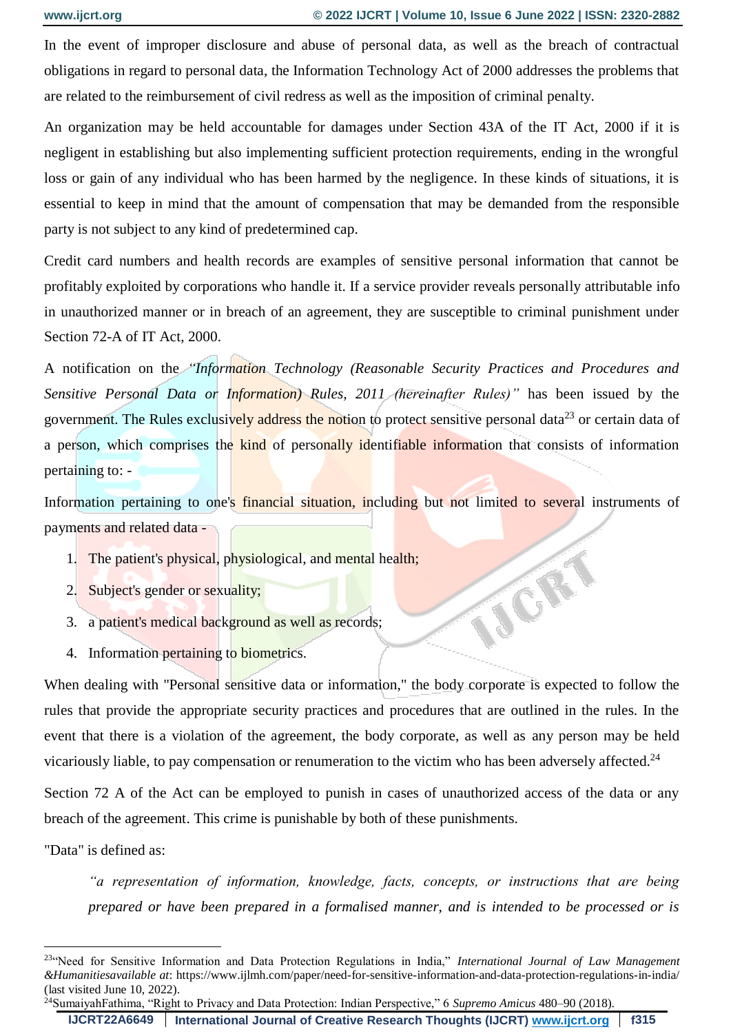In the event of improper disclosure and abuse of personal data, as well as the breach of contractual obligations in regard to personal data, the Information Technology Act of 2000 addresses the problems that are related to the reimbursement of civil redress as well as the imposition of criminal penalty.

An organization may be held accountable for damages under Section 43A of the IT Act, 2000 if it is negligent in establishing but also implementing sufficient protection requirements, ending in the wrongful loss or gain of any individual who has been harmed by the negligence. In these kinds of situations, it is essential to keep in mind that the amount of compensation that may be demanded from the responsible party is not subject to any kind of predetermined cap.

Credit card numbers and health records are examples of sensitive personal information that cannot be profitably exploited by corporations who handle it. If a service provider reveals personally attributable info in unauthorized manner or in breach of an agreement, they are susceptible to criminal punishment under Section 72-A of IT Act, 2000.

A notification on the *"Information Technology (Reasonable Security Practices and Procedures and Sensitive Personal Data or Information) Rules, 2011 (hereinafter Rules)"* has been issued by the government. The Rules exclusively address the notion to protect sensitive personal data[23] or certain data of a person, which comprises the kind of personally identifiable information that consists of information pertaining to: -

Information pertaining to one's financial situation, including but not limited to several instruments of payments and related data -

1. The patient's physical, physiological, and mental health;
2. Subject's gender or sexuality;
3. a patient's medical background as well as records;
4. Information pertaining to biometrics.

When dealing with "Personal sensitive data or information," the body corporate is expected to follow the rules that provide the appropriate security practices and procedures that are outlined in the rules. In the event that there is a violation of the agreement, the body corporate, as well as any person may be held vicariously liable, to pay compensation or renumeration to the victim who has been adversely affected.[24]

Section 72 A of the Act can be employed to punish in cases of unauthorized access of the data or any breach of the agreement. This crime is punishable by both of these punishments.

"Data" is defined as:

> *"a representation of information, knowledge, facts, concepts, or instructions that are being prepared or have been prepared in a formalised manner, and is intended to be processed or is*

---

[23] "Need for Sensitive Information and Data Protection Regulations in India," *International Journal of Law Management &Humanitiesavailable at*: https://www.ijlmh.com/paper/need-for-sensitive-information-and-data-protection-regulations-in-india/ (last visited June 10, 2022).

[24] SumaiyahFathima, "Right to Privacy and Data Protection: Indian Perspective," 6 *Supremo Amicus* 480–90 (2018).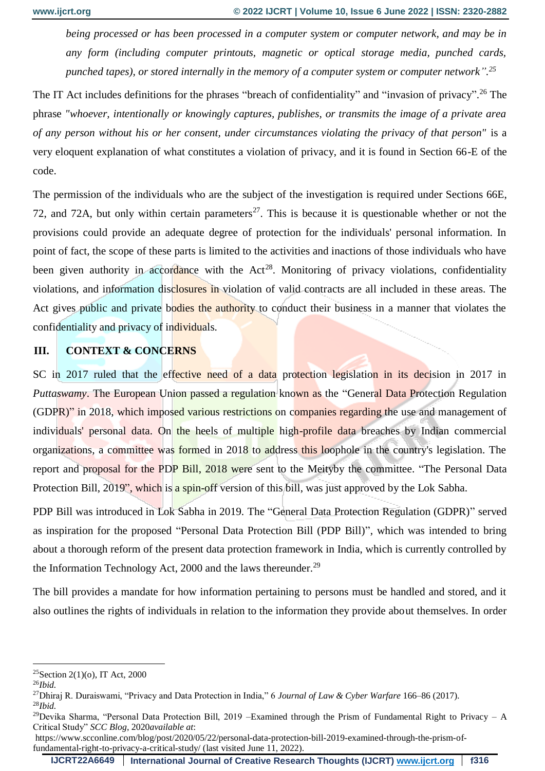*being processed or has been processed in a computer system or computer network, and may be in any form (including computer printouts, magnetic or optical storage media, punched cards, punched tapes), or stored internally in the memory of a computer system or computer network".*[25]

The IT Act includes definitions for the phrases "breach of confidentiality" and "invasion of privacy".[26] The phrase *"whoever, intentionally or knowingly captures, publishes, or transmits the image of a private area of any person without his or her consent, under circumstances violating the privacy of that person"* is a very eloquent explanation of what constitutes a violation of privacy, and it is found in Section 66-E of the code.

The permission of the individuals who are the subject of the investigation is required under Sections 66E, 72, and 72A, but only within certain parameters[27]. This is because it is questionable whether or not the provisions could provide an adequate degree of protection for the individuals' personal information. In point of fact, the scope of these parts is limited to the activities and inactions of those individuals who have been given authority in accordance with the Act[28]. Monitoring of privacy violations, confidentiality violations, and information disclosures in violation of valid contracts are all included in these areas. The Act gives public and private bodies the authority to conduct their business in a manner that violates the confidentiality and privacy of individuals.

## III. CONTEXT & CONCERNS

SC in 2017 ruled that the effective need of a data protection legislation in its decision in 2017 in *Puttaswamy*. The European Union passed a regulation known as the "General Data Protection Regulation (GDPR)" in 2018, which imposed various restrictions on companies regarding the use and management of individuals' personal data. On the heels of multiple high-profile data breaches by Indian commercial organizations, a committee was formed in 2018 to address this loophole in the country's legislation. The report and proposal for the PDP Bill, 2018 were sent to the Meityby the committee. "The Personal Data Protection Bill, 2019", which is a spin-off version of this bill, was just approved by the Lok Sabha.

PDP Bill was introduced in Lok Sabha in 2019. The "General Data Protection Regulation (GDPR)" served as inspiration for the proposed "Personal Data Protection Bill (PDP Bill)", which was intended to bring about a thorough reform of the present data protection framework in India, which is currently controlled by the Information Technology Act, 2000 and the laws thereunder.[29]

The bill provides a mandate for how information pertaining to persons must be handled and stored, and it also outlines the rights of individuals in relation to the information they provide about themselves. In order

---

[25] Section 2(1)(o), IT Act, 2000

[26] *Ibid.*

[27] Dhiraj R. Duraiswami, "Privacy and Data Protection in India," 6 *Journal of Law & Cyber Warfare* 166–86 (2017).

[28] *Ibid.*

[29] Devika Sharma, "Personal Data Protection Bill, 2019 –Examined through the Prism of Fundamental Right to Privacy – A Critical Study" *SCC Blog*, 2020*available at*: https://www.scconline.com/blog/post/2020/05/22/personal-data-protection-bill-2019-examined-through-the-prism-of-fundamental-right-to-privacy-a-critical-study/ (last visited June 11, 2022).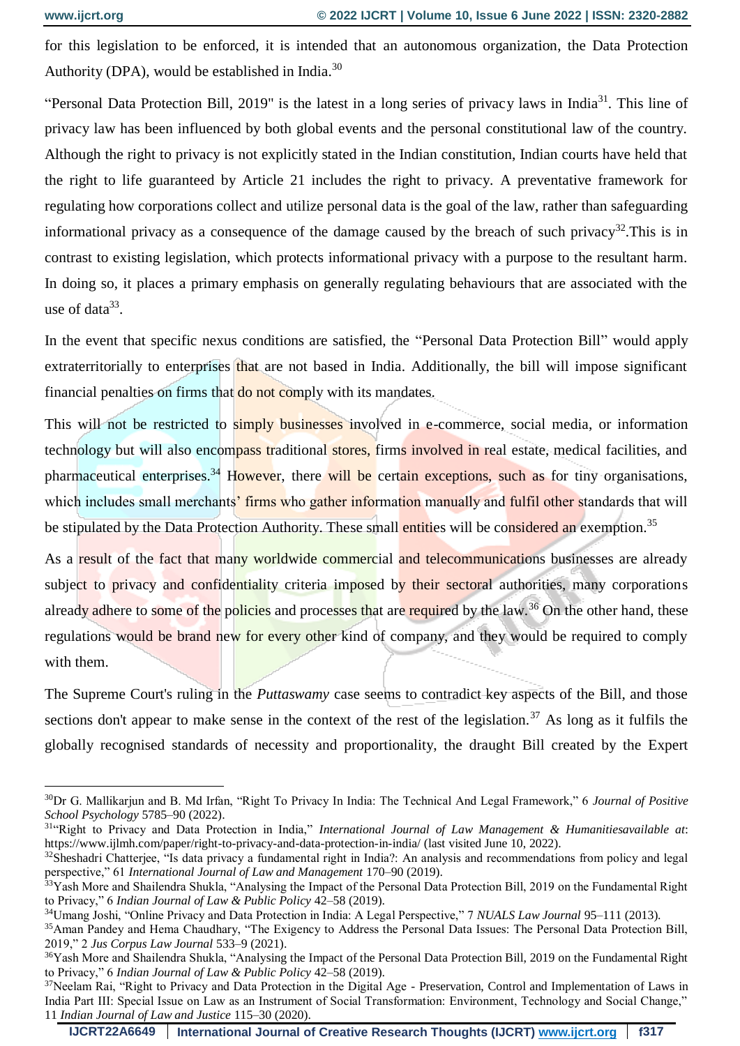for this legislation to be enforced, it is intended that an autonomous organization, the Data Protection Authority (DPA), would be established in India.[30]

"Personal Data Protection Bill, 2019" is the latest in a long series of privacy laws in India[31]. This line of privacy law has been influenced by both global events and the personal constitutional law of the country. Although the right to privacy is not explicitly stated in the Indian constitution, Indian courts have held that the right to life guaranteed by Article 21 includes the right to privacy. A preventative framework for regulating how corporations collect and utilize personal data is the goal of the law, rather than safeguarding informational privacy as a consequence of the damage caused by the breach of such privacy[32].This is in contrast to existing legislation, which protects informational privacy with a purpose to the resultant harm. In doing so, it places a primary emphasis on generally regulating behaviours that are associated with the use of data[33].

In the event that specific nexus conditions are satisfied, the "Personal Data Protection Bill" would apply extraterritorially to enterprises that are not based in India. Additionally, the bill will impose significant financial penalties on firms that do not comply with its mandates.

This will not be restricted to simply businesses involved in e-commerce, social media, or information technology but will also encompass traditional stores, firms involved in real estate, medical facilities, and pharmaceutical enterprises.[34] However, there will be certain exceptions, such as for tiny organisations, which includes small merchants' firms who gather information manually and fulfil other standards that will be stipulated by the Data Protection Authority. These small entities will be considered an exemption.[35]

As a result of the fact that many worldwide commercial and telecommunications businesses are already subject to privacy and confidentiality criteria imposed by their sectoral authorities, many corporations already adhere to some of the policies and processes that are required by the law.[36] On the other hand, these regulations would be brand new for every other kind of company, and they would be required to comply with them.

The Supreme Court's ruling in the *Puttaswamy* case seems to contradict key aspects of the Bill, and those sections don't appear to make sense in the context of the rest of the legislation.[37] As long as it fulfils the globally recognised standards of necessity and proportionality, the draught Bill created by the Expert

---

[30]Dr G. Mallikarjun and B. Md Irfan, "Right To Privacy In India: The Technical And Legal Framework," 6 *Journal of Positive School Psychology* 5785–90 (2022).

[31]"Right to Privacy and Data Protection in India," *International Journal of Law Management & Humanitiesavailable at*: https://www.ijlmh.com/paper/right-to-privacy-and-data-protection-in-india/ (last visited June 10, 2022).

[32]Sheshadri Chatterjee, "Is data privacy a fundamental right in India?: An analysis and recommendations from policy and legal perspective," 61 *International Journal of Law and Management* 170–90 (2019).

[33]Yash More and Shailendra Shukla, "Analysing the Impact of the Personal Data Protection Bill, 2019 on the Fundamental Right to Privacy," 6 *Indian Journal of Law & Public Policy* 42–58 (2019).

[34]Umang Joshi, "Online Privacy and Data Protection in India: A Legal Perspective," 7 *NUALS Law Journal* 95–111 (2013).

[35]Aman Pandey and Hema Chaudhary, "The Exigency to Address the Personal Data Issues: The Personal Data Protection Bill, 2019," 2 *Jus Corpus Law Journal* 533–9 (2021).

[36]Yash More and Shailendra Shukla, "Analysing the Impact of the Personal Data Protection Bill, 2019 on the Fundamental Right to Privacy," 6 *Indian Journal of Law & Public Policy* 42–58 (2019).

[37]Neelam Rai, "Right to Privacy and Data Protection in the Digital Age - Preservation, Control and Implementation of Laws in India Part III: Special Issue on Law as an Instrument of Social Transformation: Environment, Technology and Social Change," 11 *Indian Journal of Law and Justice* 115–30 (2020).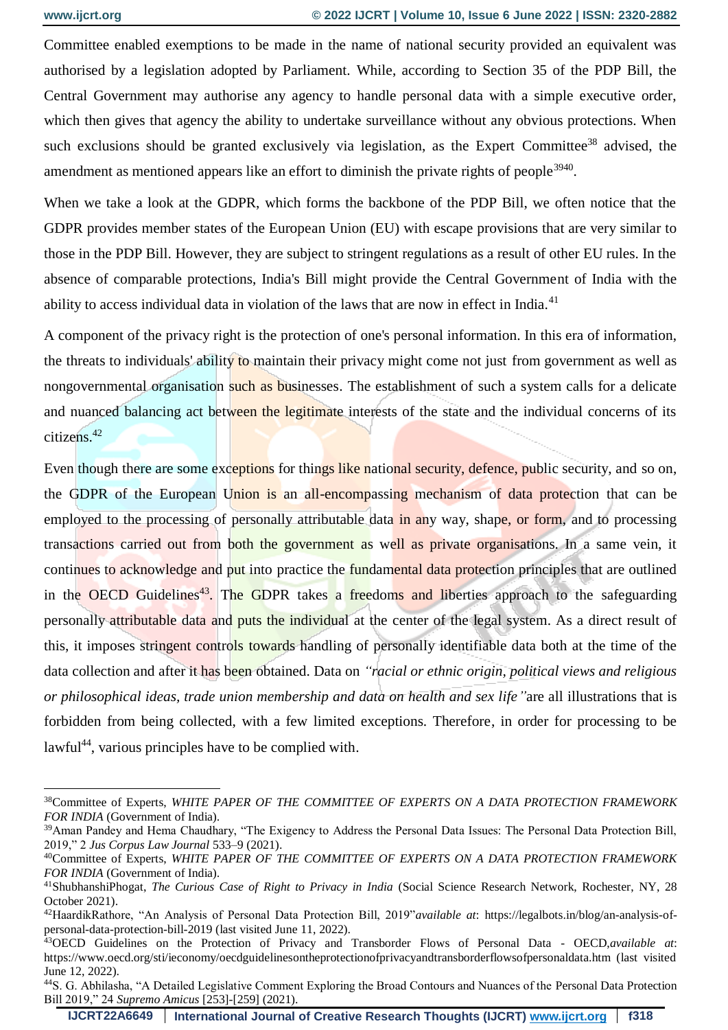Committee enabled exemptions to be made in the name of national security provided an equivalent was authorised by a legislation adopted by Parliament. While, according to Section 35 of the PDP Bill, the Central Government may authorise any agency to handle personal data with a simple executive order, which then gives that agency the ability to undertake surveillance without any obvious protections. When such exclusions should be granted exclusively via legislation, as the Expert Committee[38] advised, the amendment as mentioned appears like an effort to diminish the private rights of people[39][40].

When we take a look at the GDPR, which forms the backbone of the PDP Bill, we often notice that the GDPR provides member states of the European Union (EU) with escape provisions that are very similar to those in the PDP Bill. However, they are subject to stringent regulations as a result of other EU rules. In the absence of comparable protections, India's Bill might provide the Central Government of India with the ability to access individual data in violation of the laws that are now in effect in India.[41]

A component of the privacy right is the protection of one's personal information. In this era of information, the threats to individuals' ability to maintain their privacy might come not just from government as well as nongovernmental organisation such as businesses. The establishment of such a system calls for a delicate and nuanced balancing act between the legitimate interests of the state and the individual concerns of its citizens.[42]

Even though there are some exceptions for things like national security, defence, public security, and so on, the GDPR of the European Union is an all-encompassing mechanism of data protection that can be employed to the processing of personally attributable data in any way, shape, or form, and to processing transactions carried out from both the government as well as private organisations. In a same vein, it continues to acknowledge and put into practice the fundamental data protection principles that are outlined in the OECD Guidelines[43]. The GDPR takes a freedoms and liberties approach to the safeguarding personally attributable data and puts the individual at the center of the legal system. As a direct result of this, it imposes stringent controls towards handling of personally identifiable data both at the time of the data collection and after it has been obtained. Data on *"racial or ethnic origin, political views and religious or philosophical ideas, trade union membership and data on health and sex life"* are all illustrations that is forbidden from being collected, with a few limited exceptions. Therefore, in order for processing to be lawful[44], various principles have to be complied with.

---

[38]Committee of Experts, *WHITE PAPER OF THE COMMITTEE OF EXPERTS ON A DATA PROTECTION FRAMEWORK FOR INDIA* (Government of India).

[39]Aman Pandey and Hema Chaudhary, "The Exigency to Address the Personal Data Issues: The Personal Data Protection Bill, 2019," 2 *Jus Corpus Law Journal* 533–9 (2021).

[40]Committee of Experts, *WHITE PAPER OF THE COMMITTEE OF EXPERTS ON A DATA PROTECTION FRAMEWORK FOR INDIA* (Government of India).

[41]ShubhanshiPhogat, *The Curious Case of Right to Privacy in India* (Social Science Research Network, Rochester, NY, 28 October 2021).

[42]HaardikRathore, "An Analysis of Personal Data Protection Bill, 2019"*available at*: https://legalbots.in/blog/an-analysis-of-personal-data-protection-bill-2019 (last visited June 11, 2022).

[43]OECD Guidelines on the Protection of Privacy and Transborder Flows of Personal Data - OECD,*available at*: https://www.oecd.org/sti/ieconomy/oecdguidelinesontheprotectionofprivacyandtransborderflowsofpersonaldata.htm (last visited June 12, 2022).

[44]S. G. Abhilasha, "A Detailed Legislative Comment Exploring the Broad Contours and Nuances of the Personal Data Protection Bill 2019," 24 *Supremo Amicus* [253]-[259] (2021).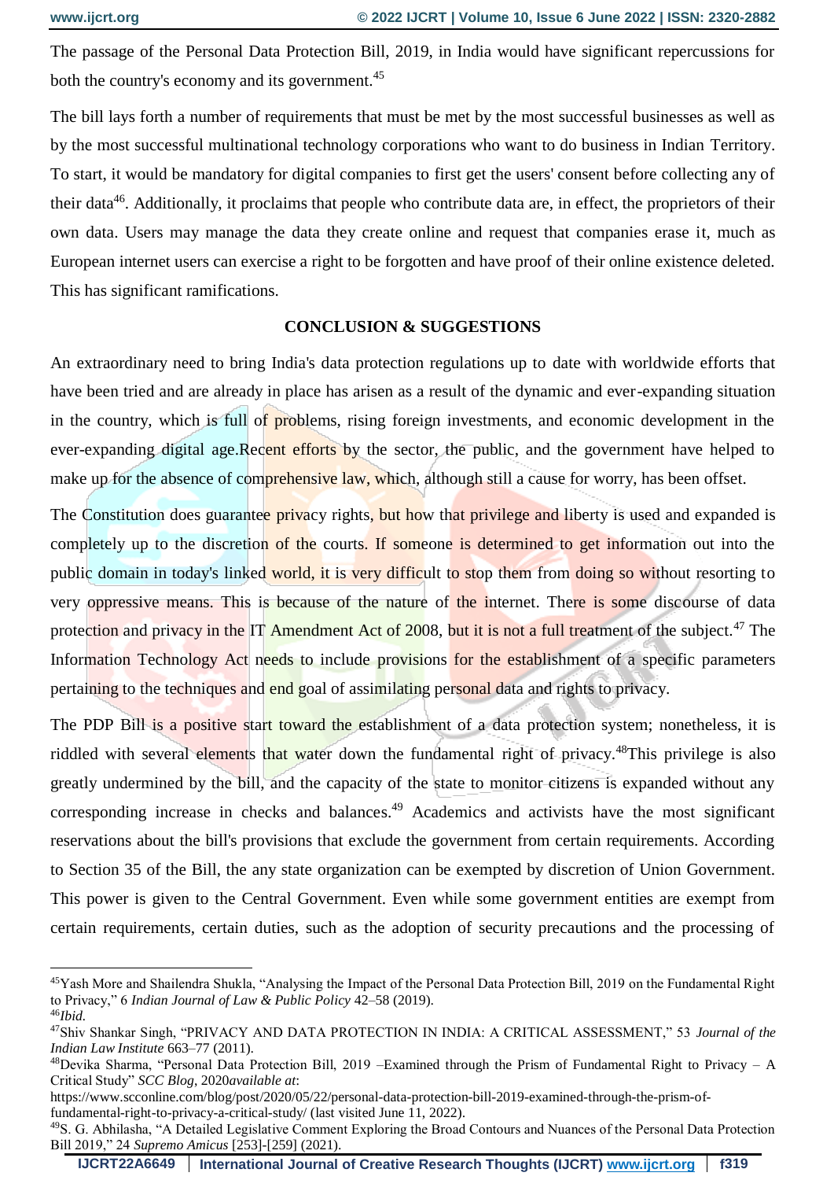The passage of the Personal Data Protection Bill, 2019, in India would have significant repercussions for both the country's economy and its government.[45]

The bill lays forth a number of requirements that must be met by the most successful businesses as well as by the most successful multinational technology corporations who want to do business in Indian Territory. To start, it would be mandatory for digital companies to first get the users' consent before collecting any of their data[46]. Additionally, it proclaims that people who contribute data are, in effect, the proprietors of their own data. Users may manage the data they create online and request that companies erase it, much as European internet users can exercise a right to be forgotten and have proof of their online existence deleted. This has significant ramifications.

## CONCLUSION & SUGGESTIONS

An extraordinary need to bring India's data protection regulations up to date with worldwide efforts that have been tried and are already in place has arisen as a result of the dynamic and ever-expanding situation in the country, which is full of problems, rising foreign investments, and economic development in the ever-expanding digital age.Recent efforts by the sector, the public, and the government have helped to make up for the absence of comprehensive law, which, although still a cause for worry, has been offset.

The Constitution does guarantee privacy rights, but how that privilege and liberty is used and expanded is completely up to the discretion of the courts. If someone is determined to get information out into the public domain in today's linked world, it is very difficult to stop them from doing so without resorting to very oppressive means. This is because of the nature of the internet. There is some discourse of data protection and privacy in the IT Amendment Act of 2008, but it is not a full treatment of the subject.[47] The Information Technology Act needs to include provisions for the establishment of a specific parameters pertaining to the techniques and end goal of assimilating personal data and rights to privacy.

The PDP Bill is a positive start toward the establishment of a data protection system; nonetheless, it is riddled with several elements that water down the fundamental right of privacy.[48]This privilege is also greatly undermined by the bill, and the capacity of the state to monitor citizens is expanded without any corresponding increase in checks and balances.[49] Academics and activists have the most significant reservations about the bill's provisions that exclude the government from certain requirements. According to Section 35 of the Bill, the any state organization can be exempted by discretion of Union Government. This power is given to the Central Government. Even while some government entities are exempt from certain requirements, certain duties, such as the adoption of security precautions and the processing of

---

[45]Yash More and Shailendra Shukla, "Analysing the Impact of the Personal Data Protection Bill, 2019 on the Fundamental Right to Privacy," 6 *Indian Journal of Law & Public Policy* 42–58 (2019).

[46]*Ibid.*

[47]Shiv Shankar Singh, "PRIVACY AND DATA PROTECTION IN INDIA: A CRITICAL ASSESSMENT," 53 *Journal of the Indian Law Institute* 663–77 (2011).

[48]Devika Sharma, "Personal Data Protection Bill, 2019 –Examined through the Prism of Fundamental Right to Privacy – A Critical Study" *SCC Blog*, 2020*available at*: https://www.scconline.com/blog/post/2020/05/22/personal-data-protection-bill-2019-examined-through-the-prism-of-fundamental-right-to-privacy-a-critical-study/ (last visited June 11, 2022).

[49]S. G. Abhilasha, "A Detailed Legislative Comment Exploring the Broad Contours and Nuances of the Personal Data Protection Bill 2019," 24 *Supremo Amicus* [253]-[259] (2021).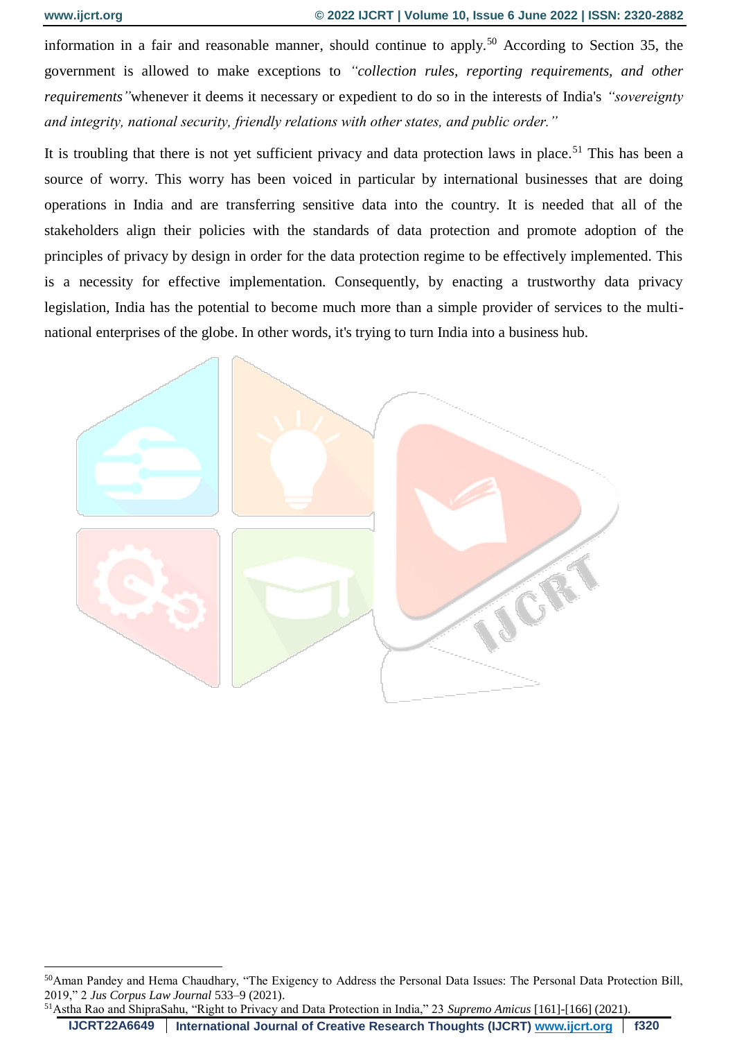information in a fair and reasonable manner, should continue to apply.[50] According to Section 35, the government is allowed to make exceptions to *"collection rules, reporting requirements, and other requirements"*whenever it deems it necessary or expedient to do so in the interests of India's *"sovereignty and integrity, national security, friendly relations with other states, and public order."*

It is troubling that there is not yet sufficient privacy and data protection laws in place.[51] This has been a source of worry. This worry has been voiced in particular by international businesses that are doing operations in India and are transferring sensitive data into the country. It is needed that all of the stakeholders align their policies with the standards of data protection and promote adoption of the principles of privacy by design in order for the data protection regime to be effectively implemented. This is a necessity for effective implementation. Consequently, by enacting a trustworthy data privacy legislation, India has the potential to become much more than a simple provider of services to the multi-national enterprises of the globe. In other words, it's trying to turn India into a business hub.

[50]Aman Pandey and Hema Chaudhary, "The Exigency to Address the Personal Data Issues: The Personal Data Protection Bill, 2019," 2 *Jus Corpus Law Journal* 533–9 (2021).

[51]Astha Rao and ShipraSahu, "Right to Privacy and Data Protection in India," 23 *Supremo Amicus* [161]-[166] (2021).